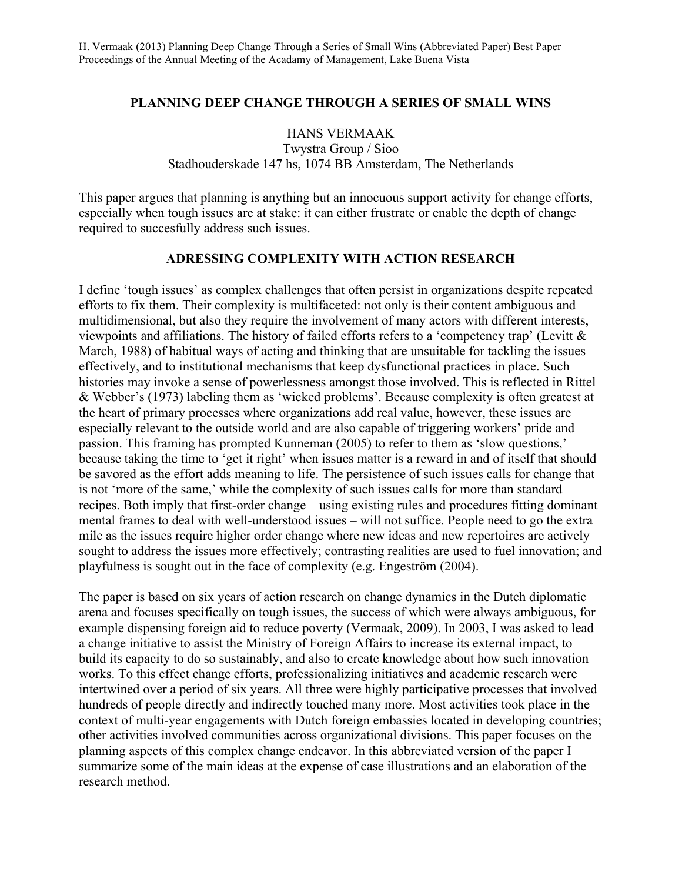H. Vermaak (2013) Planning Deep Change Through a Series of Small Wins (Abbreviated Paper) Best Paper Proceedings of the Annual Meeting of the Acadamy of Management, Lake Buena Vista

# PLANNING DEEP CHANGE THROUGH A SERIES OF SMALL WINS

HANS VERMAAK
Twystra Group / Sioo
Stadhouderskade 147 hs, 1074 BB Amsterdam, The Netherlands

This paper argues that planning is anything but an innocuous support activity for change efforts, especially when tough issues are at stake: it can either frustrate or enable the depth of change required to succesfully address such issues.

## ADRESSING COMPLEXITY WITH ACTION RESEARCH

I define 'tough issues' as complex challenges that often persist in organizations despite repeated efforts to fix them. Their complexity is multifaceted: not only is their content ambiguous and multidimensional, but also they require the involvement of many actors with different interests, viewpoints and affiliations. The history of failed efforts refers to a 'competency trap' (Levitt & March, 1988) of habitual ways of acting and thinking that are unsuitable for tackling the issues effectively, and to institutional mechanisms that keep dysfunctional practices in place. Such histories may invoke a sense of powerlessness amongst those involved. This is reflected in Rittel & Webber's (1973) labeling them as 'wicked problems'. Because complexity is often greatest at the heart of primary processes where organizations add real value, however, these issues are especially relevant to the outside world and are also capable of triggering workers' pride and passion. This framing has prompted Kunneman (2005) to refer to them as 'slow questions,' because taking the time to 'get it right' when issues matter is a reward in and of itself that should be savored as the effort adds meaning to life. The persistence of such issues calls for change that is not 'more of the same,' while the complexity of such issues calls for more than standard recipes. Both imply that first-order change – using existing rules and procedures fitting dominant mental frames to deal with well-understood issues – will not suffice. People need to go the extra mile as the issues require higher order change where new ideas and new repertoires are actively sought to address the issues more effectively; contrasting realities are used to fuel innovation; and playfulness is sought out in the face of complexity (e.g. Engeström (2004).

The paper is based on six years of action research on change dynamics in the Dutch diplomatic arena and focuses specifically on tough issues, the success of which were always ambiguous, for example dispensing foreign aid to reduce poverty (Vermaak, 2009). In 2003, I was asked to lead a change initiative to assist the Ministry of Foreign Affairs to increase its external impact, to build its capacity to do so sustainably, and also to create knowledge about how such innovation works. To this effect change efforts, professionalizing initiatives and academic research were intertwined over a period of six years. All three were highly participative processes that involved hundreds of people directly and indirectly touched many more. Most activities took place in the context of multi-year engagements with Dutch foreign embassies located in developing countries; other activities involved communities across organizational divisions. This paper focuses on the planning aspects of this complex change endeavor. In this abbreviated version of the paper I summarize some of the main ideas at the expense of case illustrations and an elaboration of the research method.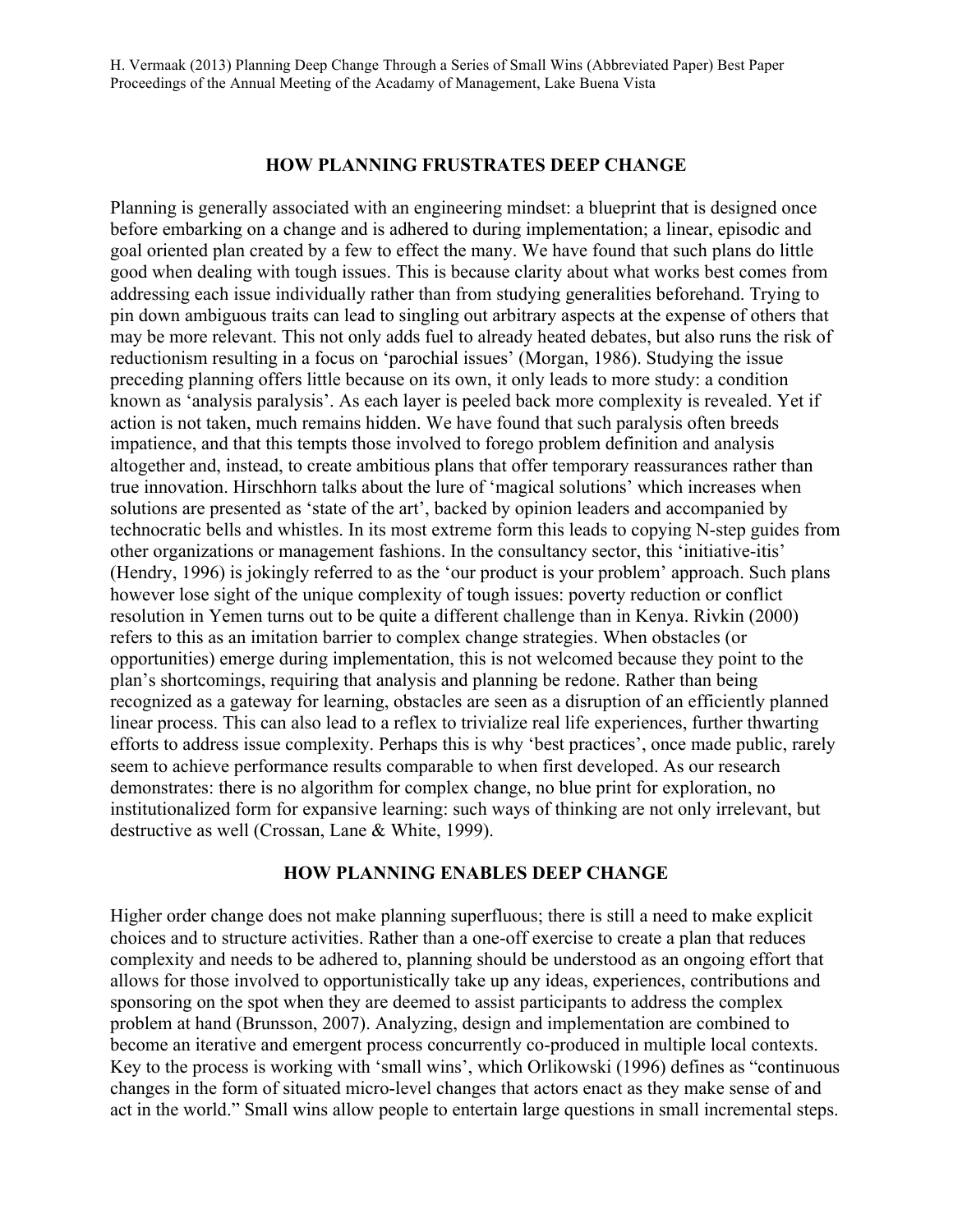## HOW PLANNING FRUSTRATES DEEP CHANGE

Planning is generally associated with an engineering mindset: a blueprint that is designed once before embarking on a change and is adhered to during implementation; a linear, episodic and goal oriented plan created by a few to effect the many. We have found that such plans do little good when dealing with tough issues. This is because clarity about what works best comes from addressing each issue individually rather than from studying generalities beforehand. Trying to pin down ambiguous traits can lead to singling out arbitrary aspects at the expense of others that may be more relevant. This not only adds fuel to already heated debates, but also runs the risk of reductionism resulting in a focus on 'parochial issues' (Morgan, 1986). Studying the issue preceding planning offers little because on its own, it only leads to more study: a condition known as 'analysis paralysis'. As each layer is peeled back more complexity is revealed. Yet if action is not taken, much remains hidden. We have found that such paralysis often breeds impatience, and that this tempts those involved to forego problem definition and analysis altogether and, instead, to create ambitious plans that offer temporary reassurances rather than true innovation. Hirschhorn talks about the lure of 'magical solutions' which increases when solutions are presented as 'state of the art', backed by opinion leaders and accompanied by technocratic bells and whistles. In its most extreme form this leads to copying N-step guides from other organizations or management fashions. In the consultancy sector, this 'initiative-itis' (Hendry, 1996) is jokingly referred to as the 'our product is your problem' approach. Such plans however lose sight of the unique complexity of tough issues: poverty reduction or conflict resolution in Yemen turns out to be quite a different challenge than in Kenya. Rivkin (2000) refers to this as an imitation barrier to complex change strategies. When obstacles (or opportunities) emerge during implementation, this is not welcomed because they point to the plan's shortcomings, requiring that analysis and planning be redone. Rather than being recognized as a gateway for learning, obstacles are seen as a disruption of an efficiently planned linear process. This can also lead to a reflex to trivialize real life experiences, further thwarting efforts to address issue complexity. Perhaps this is why 'best practices', once made public, rarely seem to achieve performance results comparable to when first developed. As our research demonstrates: there is no algorithm for complex change, no blue print for exploration, no institutionalized form for expansive learning: such ways of thinking are not only irrelevant, but destructive as well (Crossan, Lane & White, 1999).

## HOW PLANNING ENABLES DEEP CHANGE

Higher order change does not make planning superfluous; there is still a need to make explicit choices and to structure activities. Rather than a one-off exercise to create a plan that reduces complexity and needs to be adhered to, planning should be understood as an ongoing effort that allows for those involved to opportunistically take up any ideas, experiences, contributions and sponsoring on the spot when they are deemed to assist participants to address the complex problem at hand (Brunsson, 2007). Analyzing, design and implementation are combined to become an iterative and emergent process concurrently co-produced in multiple local contexts. Key to the process is working with 'small wins', which Orlikowski (1996) defines as "continuous changes in the form of situated micro-level changes that actors enact as they make sense of and act in the world." Small wins allow people to entertain large questions in small incremental steps.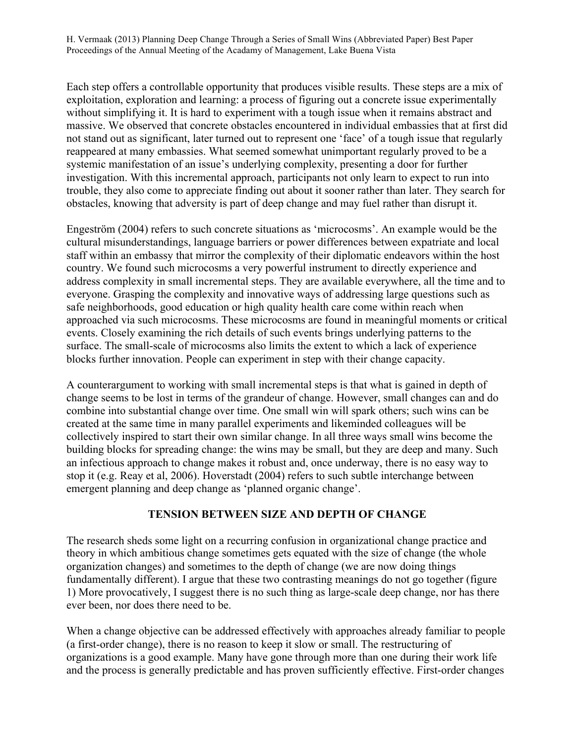Each step offers a controllable opportunity that produces visible results. These steps are a mix of exploitation, exploration and learning: a process of figuring out a concrete issue experimentally without simplifying it. It is hard to experiment with a tough issue when it remains abstract and massive. We observed that concrete obstacles encountered in individual embassies that at first did not stand out as significant, later turned out to represent one 'face' of a tough issue that regularly reappeared at many embassies. What seemed somewhat unimportant regularly proved to be a systemic manifestation of an issue's underlying complexity, presenting a door for further investigation. With this incremental approach, participants not only learn to expect to run into trouble, they also come to appreciate finding out about it sooner rather than later. They search for obstacles, knowing that adversity is part of deep change and may fuel rather than disrupt it.

Engeström (2004) refers to such concrete situations as 'microcosms'. An example would be the cultural misunderstandings, language barriers or power differences between expatriate and local staff within an embassy that mirror the complexity of their diplomatic endeavors within the host country. We found such microcosms a very powerful instrument to directly experience and address complexity in small incremental steps. They are available everywhere, all the time and to everyone. Grasping the complexity and innovative ways of addressing large questions such as safe neighborhoods, good education or high quality health care come within reach when approached via such microcosms. These microcosms are found in meaningful moments or critical events. Closely examining the rich details of such events brings underlying patterns to the surface. The small-scale of microcosms also limits the extent to which a lack of experience blocks further innovation. People can experiment in step with their change capacity.

A counterargument to working with small incremental steps is that what is gained in depth of change seems to be lost in terms of the grandeur of change. However, small changes can and do combine into substantial change over time. One small win will spark others; such wins can be created at the same time in many parallel experiments and likeminded colleagues will be collectively inspired to start their own similar change. In all three ways small wins become the building blocks for spreading change: the wins may be small, but they are deep and many. Such an infectious approach to change makes it robust and, once underway, there is no easy way to stop it (e.g. Reay et al, 2006). Hoverstadt (2004) refers to such subtle interchange between emergent planning and deep change as 'planned organic change'.

## TENSION BETWEEN SIZE AND DEPTH OF CHANGE

The research sheds some light on a recurring confusion in organizational change practice and theory in which ambitious change sometimes gets equated with the size of change (the whole organization changes) and sometimes to the depth of change (we are now doing things fundamentally different). I argue that these two contrasting meanings do not go together (figure 1) More provocatively, I suggest there is no such thing as large-scale deep change, nor has there ever been, nor does there need to be.

When a change objective can be addressed effectively with approaches already familiar to people (a first-order change), there is no reason to keep it slow or small. The restructuring of organizations is a good example. Many have gone through more than one during their work life and the process is generally predictable and has proven sufficiently effective. First-order changes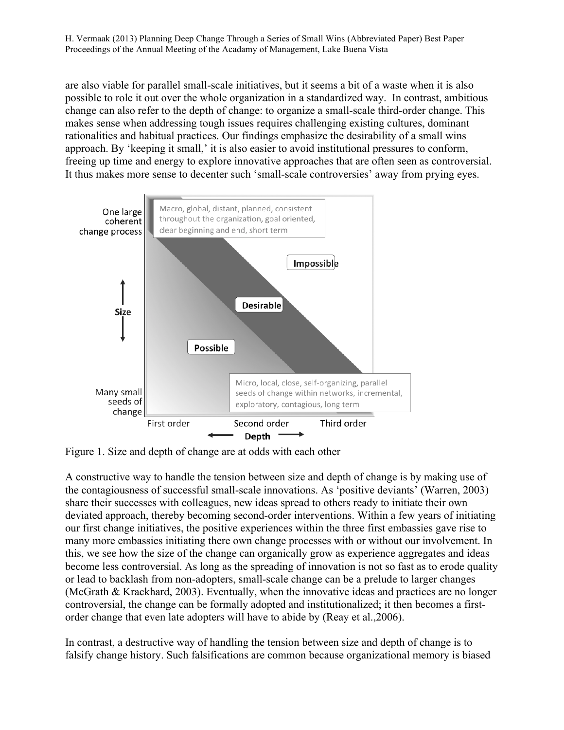are also viable for parallel small-scale initiatives, but it seems a bit of a waste when it is also possible to role it out over the whole organization in a standardized way. In contrast, ambitious change can also refer to the depth of change: to organize a small-scale third-order change. This makes sense when addressing tough issues requires challenging existing cultures, dominant rationalities and habitual practices. Our findings emphasize the desirability of a small wins approach. By 'keeping it small,' it is also easier to avoid institutional pressures to conform, freeing up time and energy to explore innovative approaches that are often seen as controversial. It thus makes more sense to decenter such 'small-scale controversies' away from prying eyes.

Figure 1. Size and depth of change are at odds with each other

A constructive way to handle the tension between size and depth of change is by making use of the contagiousness of successful small-scale innovations. As 'positive deviants' (Warren, 2003) share their successes with colleagues, new ideas spread to others ready to initiate their own deviated approach, thereby becoming second-order interventions. Within a few years of initiating our first change initiatives, the positive experiences within the three first embassies gave rise to many more embassies initiating there own change processes with or without our involvement. In this, we see how the size of the change can organically grow as experience aggregates and ideas become less controversial. As long as the spreading of innovation is not so fast as to erode quality or lead to backlash from non-adopters, small-scale change can be a prelude to larger changes (McGrath & Krackhard, 2003). Eventually, when the innovative ideas and practices are no longer controversial, the change can be formally adopted and institutionalized; it then becomes a first-order change that even late adopters will have to abide by (Reay et al.,2006).

In contrast, a destructive way of handling the tension between size and depth of change is to falsify change history. Such falsifications are common because organizational memory is biased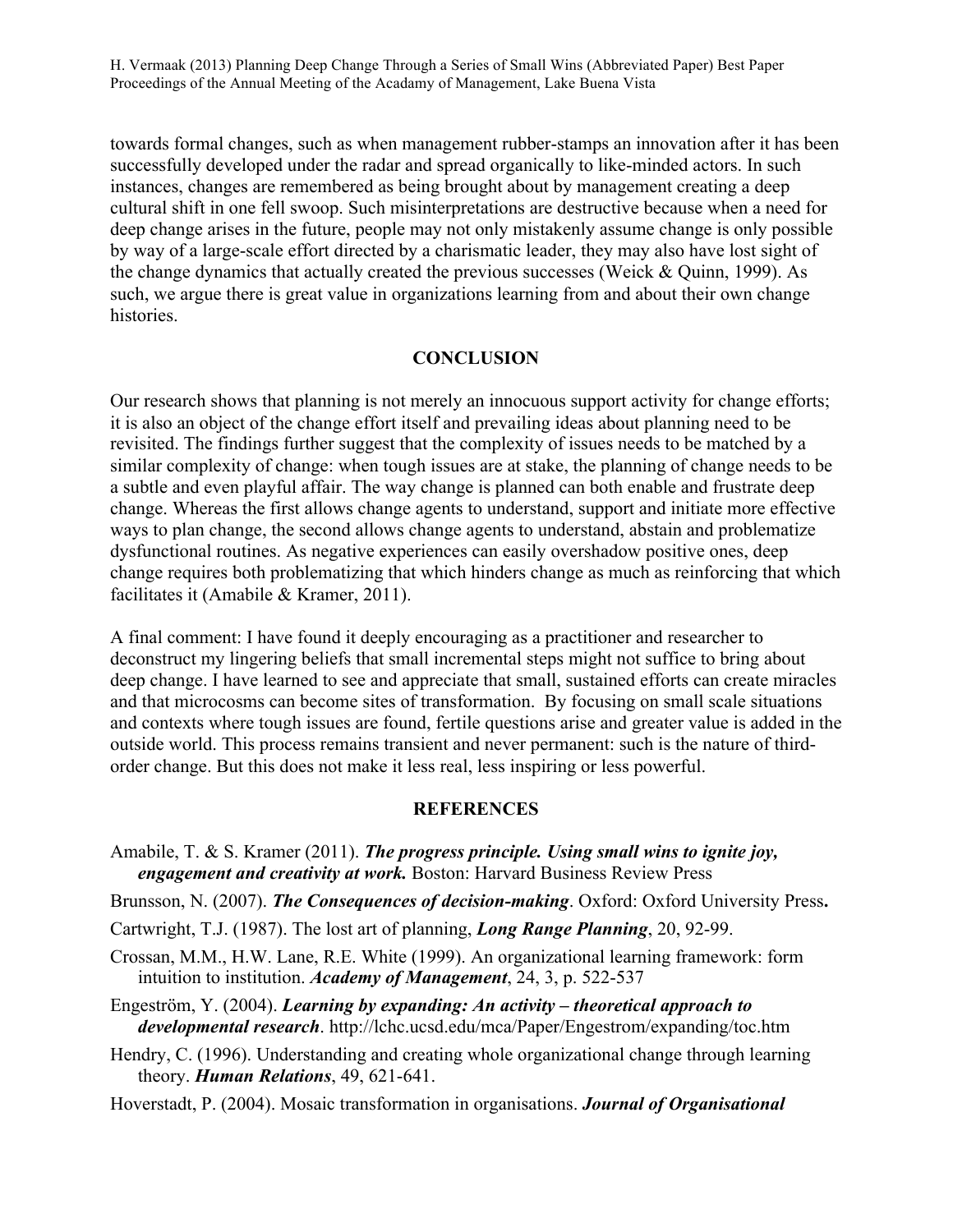towards formal changes, such as when management rubber-stamps an innovation after it has been successfully developed under the radar and spread organically to like-minded actors. In such instances, changes are remembered as being brought about by management creating a deep cultural shift in one fell swoop. Such misinterpretations are destructive because when a need for deep change arises in the future, people may not only mistakenly assume change is only possible by way of a large-scale effort directed by a charismatic leader, they may also have lost sight of the change dynamics that actually created the previous successes (Weick & Quinn, 1999). As such, we argue there is great value in organizations learning from and about their own change histories.

## CONCLUSION

Our research shows that planning is not merely an innocuous support activity for change efforts; it is also an object of the change effort itself and prevailing ideas about planning need to be revisited. The findings further suggest that the complexity of issues needs to be matched by a similar complexity of change: when tough issues are at stake, the planning of change needs to be a subtle and even playful affair. The way change is planned can both enable and frustrate deep change. Whereas the first allows change agents to understand, support and initiate more effective ways to plan change, the second allows change agents to understand, abstain and problematize dysfunctional routines. As negative experiences can easily overshadow positive ones, deep change requires both problematizing that which hinders change as much as reinforcing that which facilitates it (Amabile & Kramer, 2011).

A final comment: I have found it deeply encouraging as a practitioner and researcher to deconstruct my lingering beliefs that small incremental steps might not suffice to bring about deep change. I have learned to see and appreciate that small, sustained efforts can create miracles and that microcosms can become sites of transformation. By focusing on small scale situations and contexts where tough issues are found, fertile questions arise and greater value is added in the outside world. This process remains transient and never permanent: such is the nature of third-order change. But this does not make it less real, less inspiring or less powerful.

## REFERENCES

Amabile, T. & S. Kramer (2011). ***The progress principle. Using small wins to ignite joy, engagement and creativity at work.*** Boston: Harvard Business Review Press

Brunsson, N. (2007). ***The Consequences of decision-making***. Oxford: Oxford University Press**.**

Cartwright, T.J. (1987). The lost art of planning, ***Long Range Planning***, 20, 92-99.

Crossan, M.M., H.W. Lane, R.E. White (1999). An organizational learning framework: form intuition to institution. ***Academy of Management***, 24, 3, p. 522-537

Engeström, Y. (2004). ***Learning by expanding: An activity – theoretical approach to developmental research***. http://lchc.ucsd.edu/mca/Paper/Engestrom/expanding/toc.htm

Hendry, C. (1996). Understanding and creating whole organizational change through learning theory. ***Human Relations***, 49, 621-641.

Hoverstadt, P. (2004). Mosaic transformation in organisations. ***Journal of Organisational***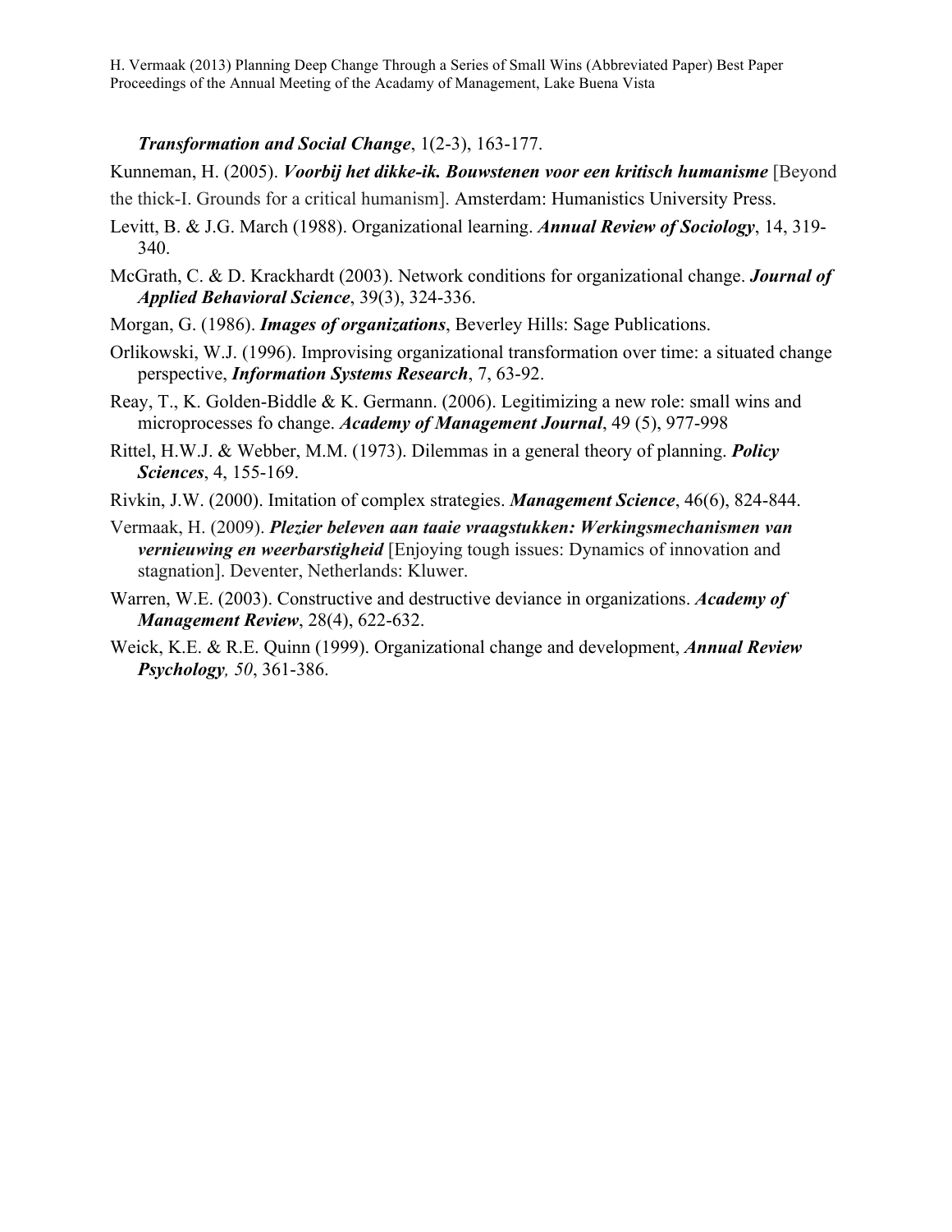***Transformation and Social Change***, 1(2-3), 163-177.

Kunneman, H. (2005). ***Voorbij het dikke-ik. Bouwstenen voor een kritisch humanisme*** [Beyond the thick-I. Grounds for a critical humanism]. Amsterdam: Humanistics University Press.

Levitt, B. & J.G. March (1988). Organizational learning. ***Annual Review of Sociology***, 14, 319-340.

McGrath, C. & D. Krackhardt (2003). Network conditions for organizational change. ***Journal of Applied Behavioral Science***, 39(3), 324-336.

Morgan, G. (1986). ***Images of organizations***, Beverley Hills: Sage Publications.

Orlikowski, W.J. (1996). Improvising organizational transformation over time: a situated change perspective, ***Information Systems Research***, 7, 63-92.

Reay, T., K. Golden-Biddle & K. Germann. (2006). Legitimizing a new role: small wins and microprocesses fo change. ***Academy of Management Journal***, 49 (5), 977-998

Rittel, H.W.J. & Webber, M.M. (1973). Dilemmas in a general theory of planning. ***Policy Sciences***, 4, 155-169.

Rivkin, J.W. (2000). Imitation of complex strategies. ***Management Science***, 46(6), 824-844.

Vermaak, H. (2009). ***Plezier beleven aan taaie vraagstukken: Werkingsmechanismen van vernieuwing en weerbarstigheid*** [Enjoying tough issues: Dynamics of innovation and stagnation]. Deventer, Netherlands: Kluwer.

Warren, W.E. (2003). Constructive and destructive deviance in organizations. ***Academy of Management Review***, 28(4), 622-632.

Weick, K.E. & R.E. Quinn (1999). Organizational change and development, ***Annual Review Psychology, 50***, 361-386.